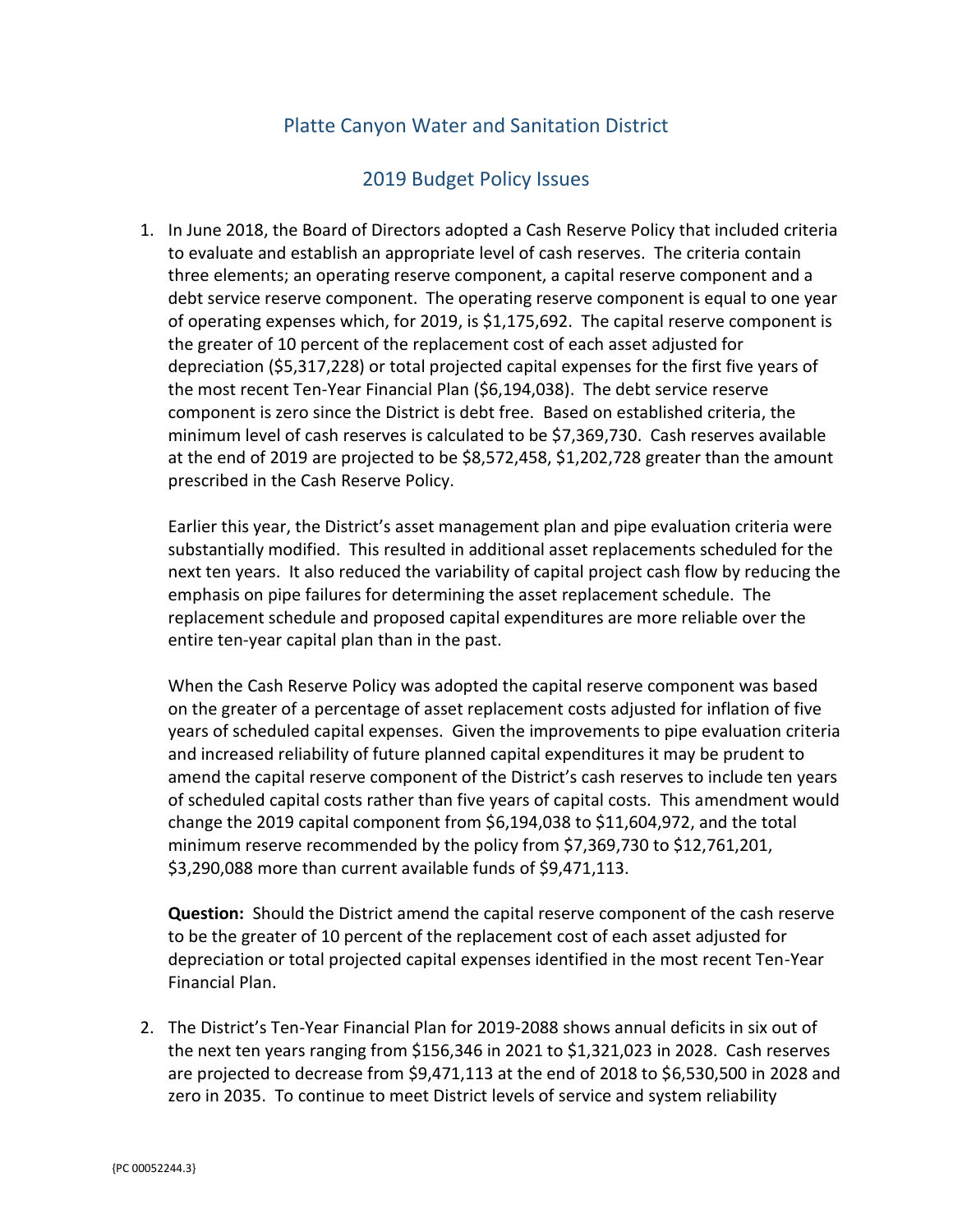# Platte Canyon Water and Sanitation District

## 2019 Budget Policy Issues

1. In June 2018, the Board of Directors adopted a Cash Reserve Policy that included criteria to evaluate and establish an appropriate level of cash reserves. The criteria contain three elements; an operating reserve component, a capital reserve component and a debt service reserve component. The operating reserve component is equal to one year of operating expenses which, for 2019, is $1,175,692. The capital reserve component is the greater of 10 percent of the replacement cost of each asset adjusted for depreciation ($5,317,228) or total projected capital expenses for the first five years of the most recent Ten-Year Financial Plan ($6,194,038). The debt service reserve component is zero since the District is debt free. Based on established criteria, the minimum level of cash reserves is calculated to be $7,369,730. Cash reserves available at the end of 2019 are projected to be $8,572,458, $1,202,728 greater than the amount prescribed in the Cash Reserve Policy.

   Earlier this year, the District's asset management plan and pipe evaluation criteria were substantially modified. This resulted in additional asset replacements scheduled for the next ten years. It also reduced the variability of capital project cash flow by reducing the emphasis on pipe failures for determining the asset replacement schedule. The replacement schedule and proposed capital expenditures are more reliable over the entire ten-year capital plan than in the past.

   When the Cash Reserve Policy was adopted the capital reserve component was based on the greater of a percentage of asset replacement costs adjusted for inflation of five years of scheduled capital expenses. Given the improvements to pipe evaluation criteria and increased reliability of future planned capital expenditures it may be prudent to amend the capital reserve component of the District's cash reserves to include ten years of scheduled capital costs rather than five years of capital costs. This amendment would change the 2019 capital component from $6,194,038 to $11,604,972, and the total minimum reserve recommended by the policy from $7,369,730 to $12,761,201, $3,290,088 more than current available funds of $9,471,113.

   **Question:** Should the District amend the capital reserve component of the cash reserve to be the greater of 10 percent of the replacement cost of each asset adjusted for depreciation or total projected capital expenses identified in the most recent Ten-Year Financial Plan.

2. The District's Ten-Year Financial Plan for 2019-2088 shows annual deficits in six out of the next ten years ranging from $156,346 in 2021 to $1,321,023 in 2028. Cash reserves are projected to decrease from $9,471,113 at the end of 2018 to $6,530,500 in 2028 and zero in 2035. To continue to meet District levels of service and system reliability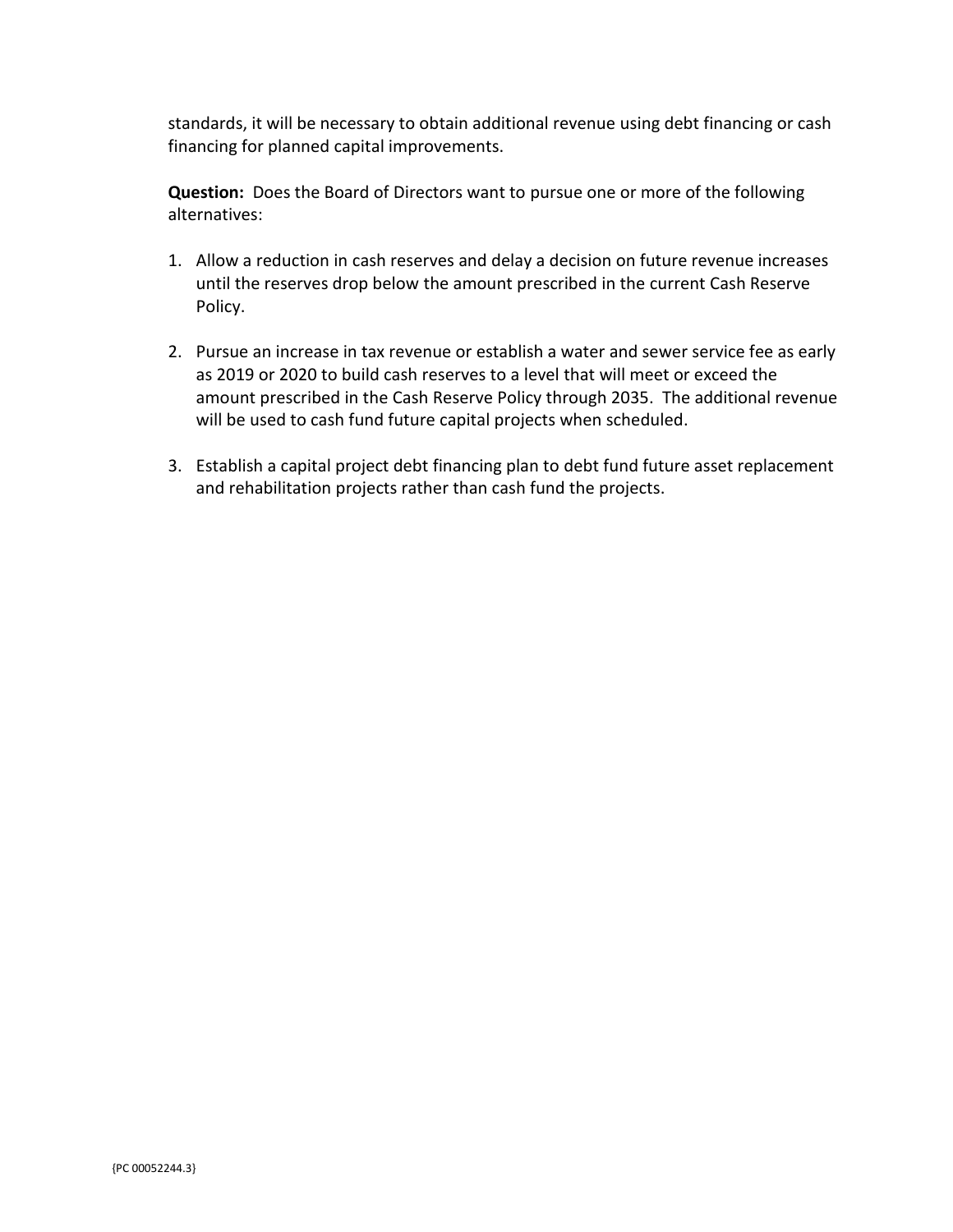standards, it will be necessary to obtain additional revenue using debt financing or cash financing for planned capital improvements.

**Question:** Does the Board of Directors want to pursue one or more of the following alternatives:

1. Allow a reduction in cash reserves and delay a decision on future revenue increases until the reserves drop below the amount prescribed in the current Cash Reserve Policy.

2. Pursue an increase in tax revenue or establish a water and sewer service fee as early as 2019 or 2020 to build cash reserves to a level that will meet or exceed the amount prescribed in the Cash Reserve Policy through 2035. The additional revenue will be used to cash fund future capital projects when scheduled.

3. Establish a capital project debt financing plan to debt fund future asset replacement and rehabilitation projects rather than cash fund the projects.

{PC 00052244.3}